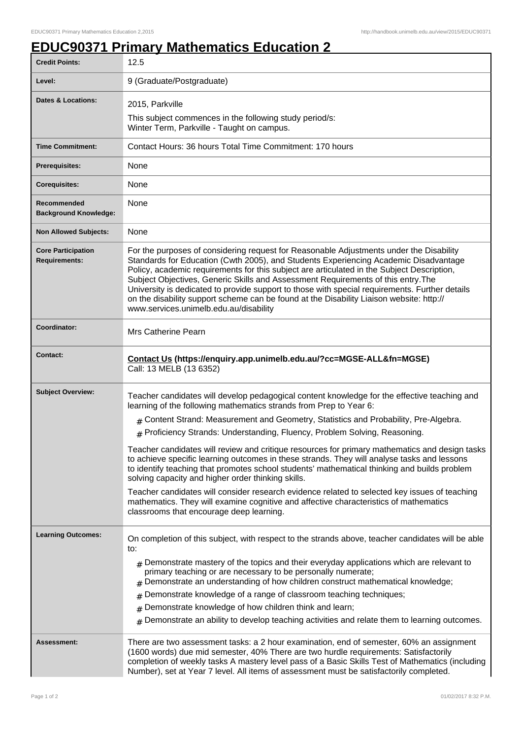# EDUC90371 Primary Mathematics Education 2

| | |
|---|---|
| **Credit Points:** | 12.5 |
| **Level:** | 9 (Graduate/Postgraduate) |
| **Dates & Locations:** | 2015, Parkville<br>This subject commences in the following study period/s:<br>Winter Term, Parkville - Taught on campus. |
| **Time Commitment:** | Contact Hours: 36 hours Total Time Commitment: 170 hours |
| **Prerequisites:** | None |
| **Corequisites:** | None |
| **Recommended Background Knowledge:** | None |
| **Non Allowed Subjects:** | None |
| **Core Participation Requirements:** | For the purposes of considering request for Reasonable Adjustments under the Disability Standards for Education (Cwth 2005), and Students Experiencing Academic Disadvantage Policy, academic requirements for this subject are articulated in the Subject Description, Subject Objectives, Generic Skills and Assessment Requirements of this entry.The University is dedicated to provide support to those with special requirements. Further details on the disability support scheme can be found at the Disability Liaison website: http://www.services.unimelb.edu.au/disability |
| **Coordinator:** | Mrs Catherine Pearn |
| **Contact:** | **Contact Us (https://enquiry.app.unimelb.edu.au/?cc=MGSE-ALL&fn=MGSE)**<br>Call: 13 MELB (13 6352) |
| **Subject Overview:** | Teacher candidates will develop pedagogical content knowledge for the effective teaching and learning of the following mathematics strands from Prep to Year 6:<br># Content Strand: Measurement and Geometry, Statistics and Probability, Pre-Algebra.<br># Proficiency Strands: Understanding, Fluency, Problem Solving, Reasoning.<br>Teacher candidates will review and critique resources for primary mathematics and design tasks to achieve specific learning outcomes in these strands. They will analyse tasks and lessons to identify teaching that promotes school students' mathematical thinking and builds problem solving capacity and higher order thinking skills.<br>Teacher candidates will consider research evidence related to selected key issues of teaching mathematics. They will examine cognitive and affective characteristics of mathematics classrooms that encourage deep learning. |
| **Learning Outcomes:** | On completion of this subject, with respect to the strands above, teacher candidates will be able to:<br># Demonstrate mastery of the topics and their everyday applications which are relevant to primary teaching or are necessary to be personally numerate;<br># Demonstrate an understanding of how children construct mathematical knowledge;<br># Demonstrate knowledge of a range of classroom teaching techniques;<br># Demonstrate knowledge of how children think and learn;<br># Demonstrate an ability to develop teaching activities and relate them to learning outcomes. |
| **Assessment:** | There are two assessment tasks: a 2 hour examination, end of semester, 60% an assignment (1600 words) due mid semester, 40% There are two hurdle requirements: Satisfactorily completion of weekly tasks A mastery level pass of a Basic Skills Test of Mathematics (including Number), set at Year 7 level. All items of assessment must be satisfactorily completed. |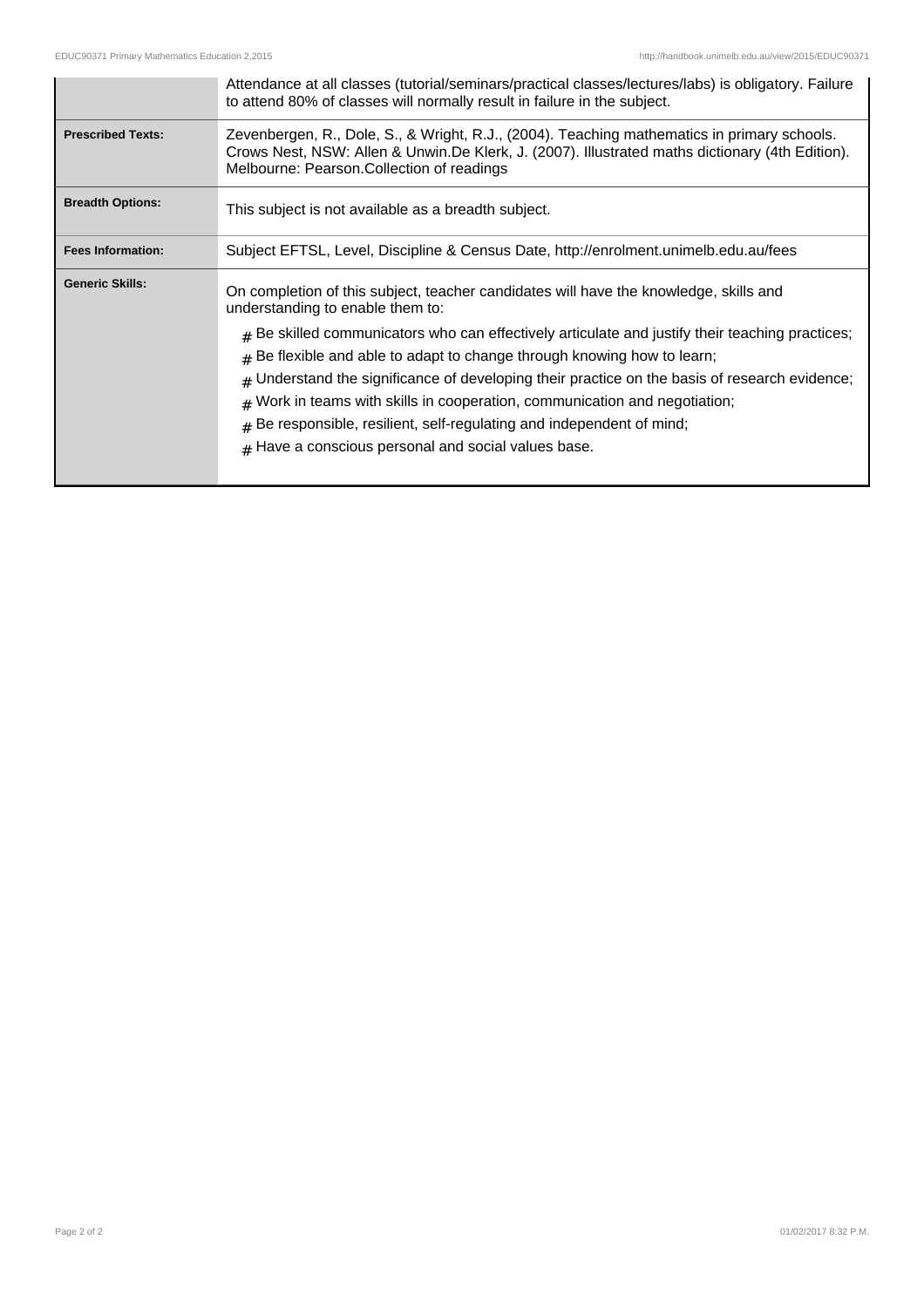| | |
|---|---|
| | Attendance at all classes (tutorial/seminars/practical classes/lectures/labs) is obligatory. Failure to attend 80% of classes will normally result in failure in the subject. |
| **Prescribed Texts:** | Zevenbergen, R., Dole, S., & Wright, R.J., (2004). Teaching mathematics in primary schools. Crows Nest, NSW: Allen & Unwin.De Klerk, J. (2007). Illustrated maths dictionary (4th Edition). Melbourne: Pearson.Collection of readings |
| **Breadth Options:** | This subject is not available as a breadth subject. |
| **Fees Information:** | Subject EFTSL, Level, Discipline & Census Date, http://enrolment.unimelb.edu.au/fees |
| **Generic Skills:** | On completion of this subject, teacher candidates will have the knowledge, skills and understanding to enable them to:<br># Be skilled communicators who can effectively articulate and justify their teaching practices;<br># Be flexible and able to adapt to change through knowing how to learn;<br># Understand the significance of developing their practice on the basis of research evidence;<br># Work in teams with skills in cooperation, communication and negotiation;<br># Be responsible, resilient, self-regulating and independent of mind;<br># Have a conscious personal and social values base. |